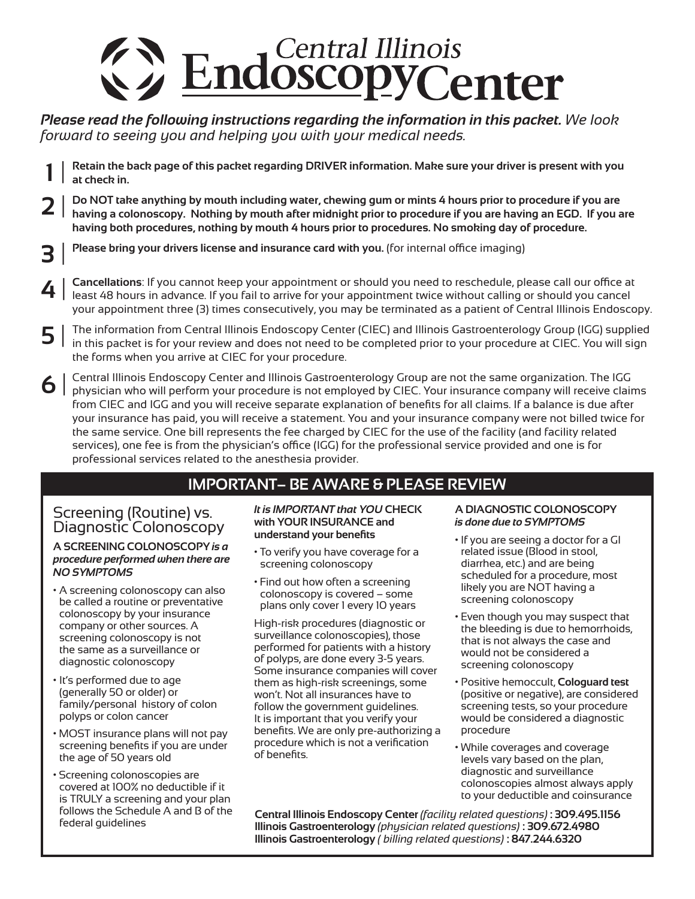# Central Illinois Endoscopy Center

***Please read the following instructions regarding the information in this packet.*** *We look forward to seeing you and helping you with your medical needs.*

1 | **Retain the back page of this packet regarding DRIVER information. Make sure your driver is present with you at check in.**

2 | **Do NOT take anything by mouth including water, chewing gum or mints 4 hours prior to procedure if you are having a colonoscopy. Nothing by mouth after midnight prior to procedure if you are having an EGD. If you are having both procedures, nothing by mouth 4 hours prior to procedures. No smoking day of procedure.**

3 | **Please bring your drivers license and insurance card with you.** (for internal office imaging)

4 | **Cancellations**: If you cannot keep your appointment or should you need to reschedule, please call our office at least 48 hours in advance. If you fail to arrive for your appointment twice without calling or should you cancel your appointment three (3) times consecutively, you may be terminated as a patient of Central Illinois Endoscopy.

5 | The information from Central Illinois Endoscopy Center (CIEC) and Illinois Gastroenterology Group (IGG) supplied in this packet is for your review and does not need to be completed prior to your procedure at CIEC. You will sign the forms when you arrive at CIEC for your procedure.

6 | Central Illinois Endoscopy Center and Illinois Gastroenterology Group are not the same organization. The IGG physician who will perform your procedure is not employed by CIEC. Your insurance company will receive claims from CIEC and IGG and you will receive separate explanation of benefits for all claims. If a balance is due after your insurance has paid, you will receive a statement. You and your insurance company were not billed twice for the same service. One bill represents the fee charged by CIEC for the use of the facility (and facility related services), one fee is from the physician's office (IGG) for the professional service provided and one is for professional services related to the anesthesia provider.

## IMPORTANT– BE AWARE & PLEASE REVIEW

### Screening (Routine) vs. Diagnostic Colonoscopy

**A SCREENING COLONOSCOPY *is a procedure performed when there are NO SYMPTOMS***

- A screening colonoscopy can also be called a routine or preventative colonoscopy by your insurance company or other sources. A screening colonoscopy is not the same as a surveillance or diagnostic colonoscopy
- It's performed due to age (generally 50 or older) or family/personal history of colon polyps or colon cancer
- MOST insurance plans will not pay screening benefits if you are under the age of 50 years old
- Screening colonoscopies are covered at 100% no deductible if it is TRULY a screening and your plan follows the Schedule A and B of the federal guidelines

***It is IMPORTANT that YOU* CHECK with YOUR INSURANCE and understand your benefits**

- To verify you have coverage for a screening colonoscopy
- Find out how often a screening colonoscopy is covered – some plans only cover 1 every 10 years

High-risk procedures (diagnostic or surveillance colonoscopies), those performed for patients with a history of polyps, are done every 3-5 years. Some insurance companies will cover them as high-risk screenings, some won't. Not all insurances have to follow the government guidelines. It is important that you verify your benefits. We are only pre-authorizing a procedure which is not a verification of benefits.

**A DIAGNOSTIC COLONOSCOPY *is done due to SYMPTOMS***

- If you are seeing a doctor for a GI related issue (Blood in stool, diarrhea, etc.) and are being scheduled for a procedure, most likely you are NOT having a screening colonoscopy
- Even though you may suspect that the bleeding is due to hemorrhoids, that is not always the case and would not be considered a screening colonoscopy
- Positive hemoccult, **Cologuard test** (positive or negative), are considered screening tests, so your procedure would be considered a diagnostic procedure
- While coverages and coverage levels vary based on the plan, diagnostic and surveillance colonoscopies almost always apply to your deductible and coinsurance

**Central Illinois Endoscopy Center** *(facility related questions)* **: 309.495.1156**
**Illinois Gastroenterology** *(physician related questions)* **: 309.672.4980**
**Illinois Gastroenterology** *( billing related questions)* **: 847.244.6320**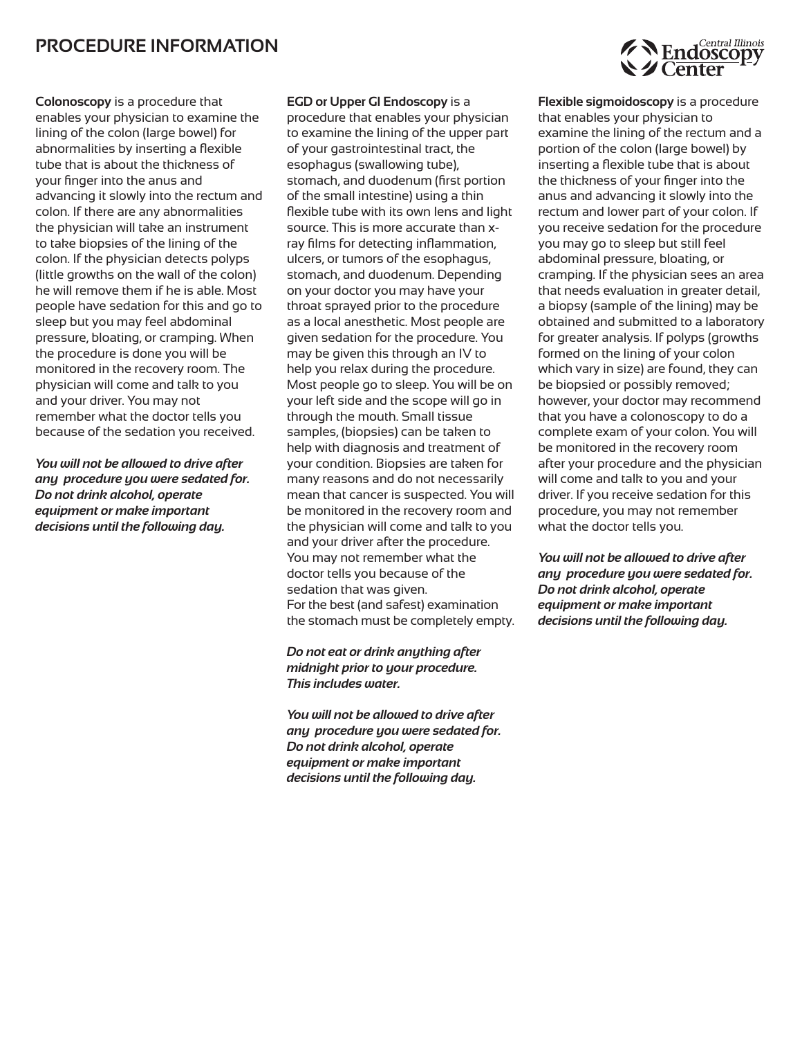# PROCEDURE INFORMATION

**Colonoscopy** is a procedure that enables your physician to examine the lining of the colon (large bowel) for abnormalities by inserting a flexible tube that is about the thickness of your finger into the anus and advancing it slowly into the rectum and colon. If there are any abnormalities the physician will take an instrument to take biopsies of the lining of the colon. If the physician detects polyps (little growths on the wall of the colon) he will remove them if he is able. Most people have sedation for this and go to sleep but you may feel abdominal pressure, bloating, or cramping. When the procedure is done you will be monitored in the recovery room. The physician will come and talk to you and your driver. You may not remember what the doctor tells you because of the sedation you received.

***You will not be allowed to drive after any procedure you were sedated for. Do not drink alcohol, operate equipment or make important decisions until the following day.***

**EGD or Upper GI Endoscopy** is a procedure that enables your physician to examine the lining of the upper part of your gastrointestinal tract, the esophagus (swallowing tube), stomach, and duodenum (first portion of the small intestine) using a thin flexible tube with its own lens and light source. This is more accurate than x-ray films for detecting inflammation, ulcers, or tumors of the esophagus, stomach, and duodenum. Depending on your doctor you may have your throat sprayed prior to the procedure as a local anesthetic. Most people are given sedation for the procedure. You may be given this through an IV to help you relax during the procedure. Most people go to sleep. You will be on your left side and the scope will go in through the mouth. Small tissue samples, (biopsies) can be taken to help with diagnosis and treatment of your condition. Biopsies are taken for many reasons and do not necessarily mean that cancer is suspected. You will be monitored in the recovery room and the physician will come and talk to you and your driver after the procedure. You may not remember what the doctor tells you because of the sedation that was given.
For the best (and safest) examination the stomach must be completely empty.

***Do not eat or drink anything after midnight prior to your procedure. This includes water.***

***You will not be allowed to drive after any procedure you were sedated for. Do not drink alcohol, operate equipment or make important decisions until the following day.***

**Flexible sigmoidoscopy** is a procedure that enables your physician to examine the lining of the rectum and a portion of the colon (large bowel) by inserting a flexible tube that is about the thickness of your finger into the anus and advancing it slowly into the rectum and lower part of your colon. If you receive sedation for the procedure you may go to sleep but still feel abdominal pressure, bloating, or cramping. If the physician sees an area that needs evaluation in greater detail, a biopsy (sample of the lining) may be obtained and submitted to a laboratory for greater analysis. If polyps (growths formed on the lining of your colon which vary in size) are found, they can be biopsied or possibly removed; however, your doctor may recommend that you have a colonoscopy to do a complete exam of your colon. You will be monitored in the recovery room after your procedure and the physician will come and talk to you and your driver. If you receive sedation for this procedure, you may not remember what the doctor tells you.

***You will not be allowed to drive after any procedure you were sedated for. Do not drink alcohol, operate equipment or make important decisions until the following day.***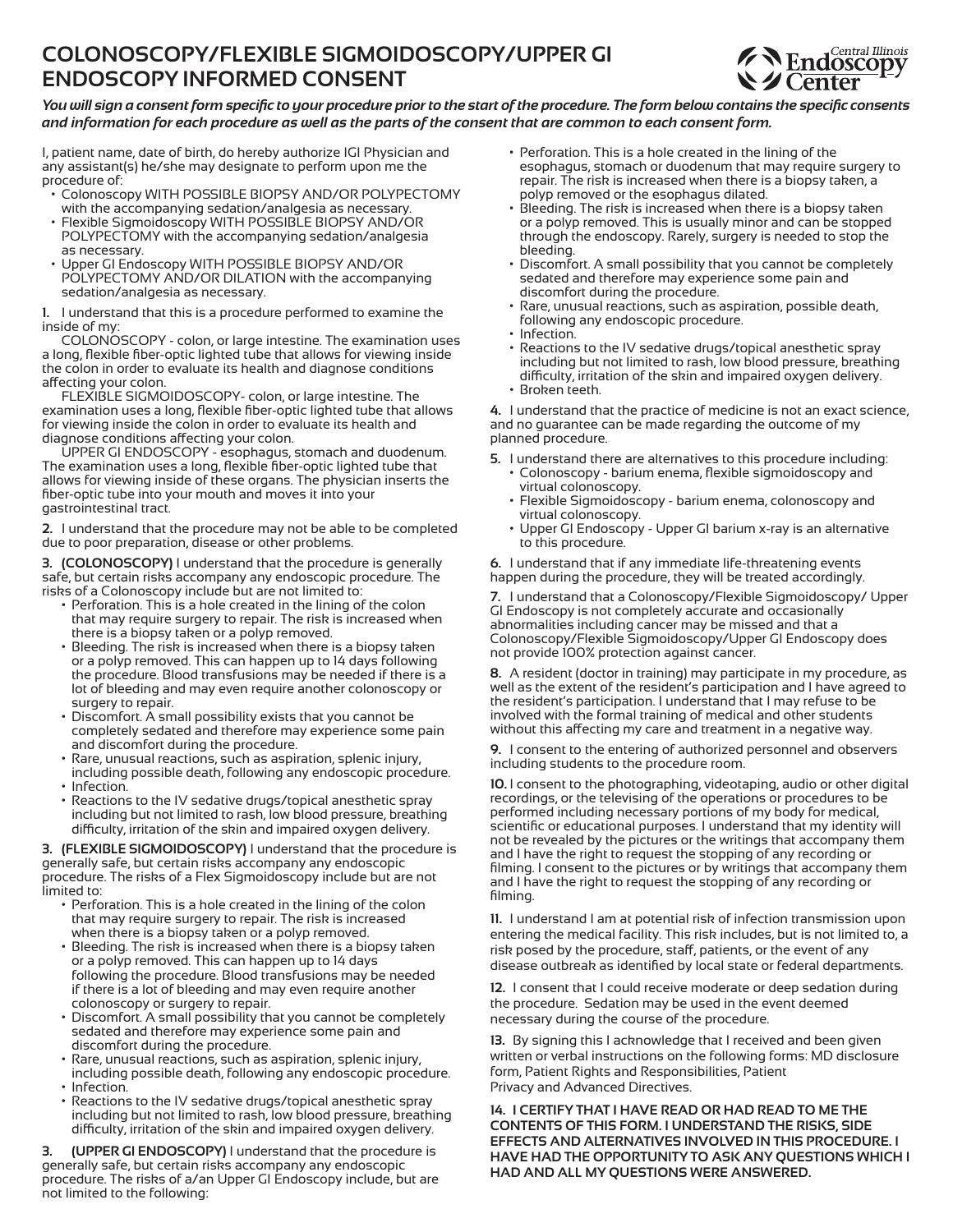# COLONOSCOPY/FLEXIBLE SIGMOIDOSCOPY/UPPER GI ENDOSCOPY INFORMED CONSENT

Central Illinois Endoscopy Center

***You will sign a consent form specific to your procedure prior to the start of the procedure. The form below contains the specific consents and information for each procedure as well as the parts of the consent that are common to each consent form.***

I, patient name, date of birth, do hereby authorize IGI Physician and any assistant(s) he/she may designate to perform upon me the procedure of:

- Colonoscopy WITH POSSIBLE BIOPSY AND/OR POLYPECTOMY with the accompanying sedation/analgesia as necessary.
- Flexible Sigmoidoscopy WITH POSSIBLE BIOPSY AND/OR POLYPECTOMY with the accompanying sedation/analgesia as necessary.
- Upper GI Endoscopy WITH POSSIBLE BIOPSY AND/OR POLYPECTOMY AND/OR DILATION with the accompanying sedation/analgesia as necessary.

**1.** I understand that this is a procedure performed to examine the inside of my:

COLONOSCOPY - colon, or large intestine. The examination uses a long, flexible fiber-optic lighted tube that allows for viewing inside the colon in order to evaluate its health and diagnose conditions affecting your colon.

FLEXIBLE SIGMOIDOSCOPY- colon, or large intestine. The examination uses a long, flexible fiber-optic lighted tube that allows for viewing inside the colon in order to evaluate its health and diagnose conditions affecting your colon.

UPPER GI ENDOSCOPY - esophagus, stomach and duodenum. The examination uses a long, flexible fiber-optic lighted tube that allows for viewing inside of these organs. The physician inserts the fiber-optic tube into your mouth and moves it into your gastrointestinal tract.

**2.** I understand that the procedure may not be able to be completed due to poor preparation, disease or other problems.

**3. (COLONOSCOPY)** I understand that the procedure is generally safe, but certain risks accompany any endoscopic procedure. The risks of a Colonoscopy include but are not limited to:

- Perforation. This is a hole created in the lining of the colon that may require surgery to repair. The risk is increased when there is a biopsy taken or a polyp removed.
- Bleeding. The risk is increased when there is a biopsy taken or a polyp removed. This can happen up to 14 days following the procedure. Blood transfusions may be needed if there is a lot of bleeding and may even require another colonoscopy or surgery to repair.
- Discomfort. A small possibility exists that you cannot be completely sedated and therefore may experience some pain and discomfort during the procedure.
- Rare, unusual reactions, such as aspiration, splenic injury, including possible death, following any endoscopic procedure.
- Infection.
- Reactions to the IV sedative drugs/topical anesthetic spray including but not limited to rash, low blood pressure, breathing difficulty, irritation of the skin and impaired oxygen delivery.

**3. (FLEXIBLE SIGMOIDOSCOPY)** I understand that the procedure is generally safe, but certain risks accompany any endoscopic procedure. The risks of a Flex Sigmoidoscopy include but are not limited to:

- Perforation. This is a hole created in the lining of the colon that may require surgery to repair. The risk is increased when there is a biopsy taken or a polyp removed.
- Bleeding. The risk is increased when there is a biopsy taken or a polyp removed. This can happen up to 14 days following the procedure. Blood transfusions may be needed if there is a lot of bleeding and may even require another colonoscopy or surgery to repair.
- Discomfort. A small possibility that you cannot be completely sedated and therefore may experience some pain and discomfort during the procedure.
- Rare, unusual reactions, such as aspiration, splenic injury, including possible death, following any endoscopic procedure.
- Infection.
- Reactions to the IV sedative drugs/topical anesthetic spray including but not limited to rash, low blood pressure, breathing difficulty, irritation of the skin and impaired oxygen delivery.

**3. (UPPER GI ENDOSCOPY)** I understand that the procedure is generally safe, but certain risks accompany any endoscopic procedure. The risks of a/an Upper GI Endoscopy include, but are not limited to the following:

- Perforation. This is a hole created in the lining of the esophagus, stomach or duodenum that may require surgery to repair. The risk is increased when there is a biopsy taken, a polyp removed or the esophagus dilated.
- Bleeding. The risk is increased when there is a biopsy taken or a polyp removed. This is usually minor and can be stopped through the endoscopy. Rarely, surgery is needed to stop the bleeding.
- Discomfort. A small possibility that you cannot be completely sedated and therefore may experience some pain and discomfort during the procedure.
- Rare, unusual reactions, such as aspiration, possible death, following any endoscopic procedure.
- Infection.
- Reactions to the IV sedative drugs/topical anesthetic spray including but not limited to rash, low blood pressure, breathing difficulty, irritation of the skin and impaired oxygen delivery.
- Broken teeth.

**4.** I understand that the practice of medicine is not an exact science, and no guarantee can be made regarding the outcome of my planned procedure.

**5.** I understand there are alternatives to this procedure including:

- Colonoscopy - barium enema, flexible sigmoidoscopy and virtual colonoscopy.
- Flexible Sigmoidoscopy - barium enema, colonoscopy and virtual colonoscopy.
- Upper GI Endoscopy - Upper GI barium x-ray is an alternative to this procedure.

**6.** I understand that if any immediate life-threatening events happen during the procedure, they will be treated accordingly.

**7.** I understand that a Colonoscopy/Flexible Sigmoidoscopy/ Upper GI Endoscopy is not completely accurate and occasionally abnormalities including cancer may be missed and that a Colonoscopy/Flexible Sigmoidoscopy/Upper GI Endoscopy does not provide 100% protection against cancer.

**8.** A resident (doctor in training) may participate in my procedure, as well as the extent of the resident's participation and I have agreed to the resident's participation. I understand that I may refuse to be involved with the formal training of medical and other students without this affecting my care and treatment in a negative way.

**9.** I consent to the entering of authorized personnel and observers including students to the procedure room.

**10.** I consent to the photographing, videotaping, audio or other digital recordings, or the televising of the operations or procedures to be performed including necessary portions of my body for medical, scientific or educational purposes. I understand that my identity will not be revealed by the pictures or the writings that accompany them and I have the right to request the stopping of any recording or filming. I consent to the pictures or by writings that accompany them and I have the right to request the stopping of any recording or filming.

**11.** I understand I am at potential risk of infection transmission upon entering the medical facility. This risk includes, but is not limited to, a risk posed by the procedure, staff, patients, or the event of any disease outbreak as identified by local state or federal departments.

**12.** I consent that I could receive moderate or deep sedation during the procedure. Sedation may be used in the event deemed necessary during the course of the procedure.

**13.** By signing this I acknowledge that I received and been given written or verbal instructions on the following forms: MD disclosure form, Patient Rights and Responsibilities, Patient Privacy and Advanced Directives.

**14. I CERTIFY THAT I HAVE READ OR HAD READ TO ME THE CONTENTS OF THIS FORM. I UNDERSTAND THE RISKS, SIDE EFFECTS AND ALTERNATIVES INVOLVED IN THIS PROCEDURE. I HAVE HAD THE OPPORTUNITY TO ASK ANY QUESTIONS WHICH I HAD AND ALL MY QUESTIONS WERE ANSWERED.**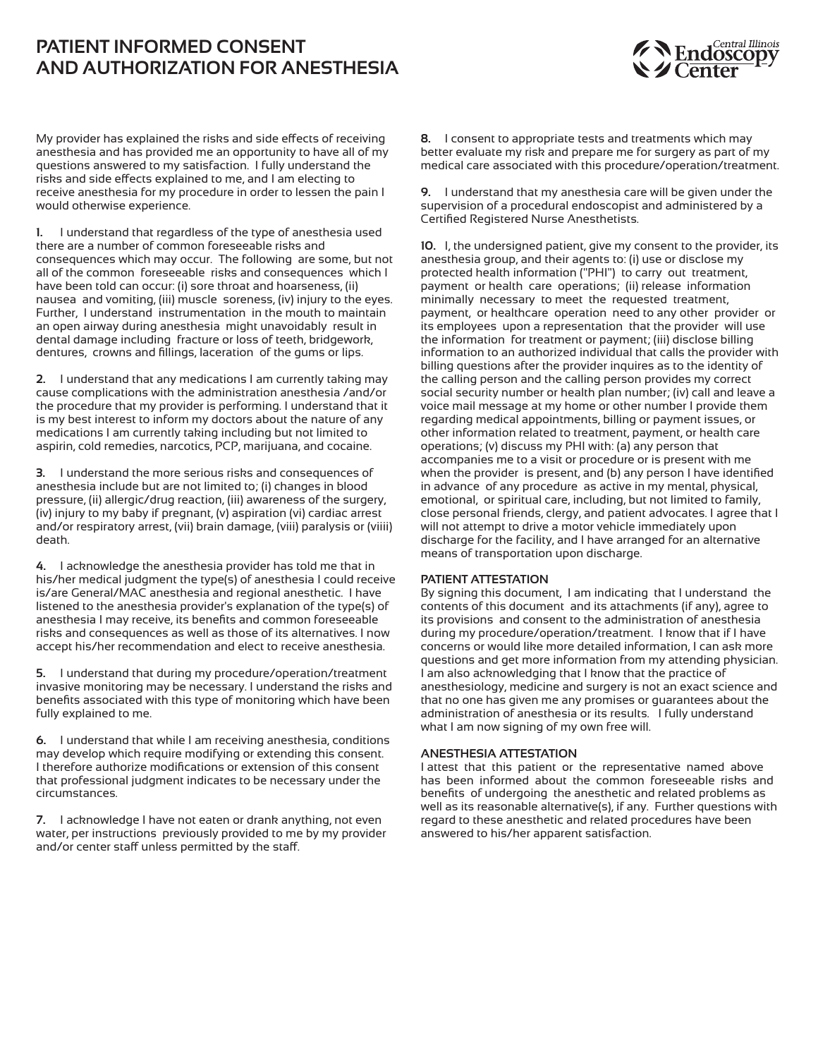# PATIENT INFORMED CONSENT AND AUTHORIZATION FOR ANESTHESIA

Central Illinois Endoscopy Center

My provider has explained the risks and side effects of receiving anesthesia and has provided me an opportunity to have all of my questions answered to my satisfaction. I fully understand the risks and side effects explained to me, and I am electing to receive anesthesia for my procedure in order to lessen the pain I would otherwise experience.

**1.** I understand that regardless of the type of anesthesia used there are a number of common foreseeable risks and consequences which may occur. The following are some, but not all of the common foreseeable risks and consequences which I have been told can occur: (i) sore throat and hoarseness, (ii) nausea and vomiting, (iii) muscle soreness, (iv) injury to the eyes. Further, I understand instrumentation in the mouth to maintain an open airway during anesthesia might unavoidably result in dental damage including fracture or loss of teeth, bridgework, dentures, crowns and fillings, laceration of the gums or lips.

**2.** I understand that any medications I am currently taking may cause complications with the administration anesthesia /and/or the procedure that my provider is performing. I understand that it is my best interest to inform my doctors about the nature of any medications I am currently taking including but not limited to aspirin, cold remedies, narcotics, PCP, marijuana, and cocaine.

**3.** I understand the more serious risks and consequences of anesthesia include but are not limited to; (i) changes in blood pressure, (ii) allergic/drug reaction, (iii) awareness of the surgery, (iv) injury to my baby if pregnant, (v) aspiration (vi) cardiac arrest and/or respiratory arrest, (vii) brain damage, (viii) paralysis or (viiii) death.

**4.** I acknowledge the anesthesia provider has told me that in his/her medical judgment the type(s) of anesthesia I could receive is/are General/MAC anesthesia and regional anesthetic. I have listened to the anesthesia provider's explanation of the type(s) of anesthesia I may receive, its benefits and common foreseeable risks and consequences as well as those of its alternatives. I now accept his/her recommendation and elect to receive anesthesia.

**5.** I understand that during my procedure/operation/treatment invasive monitoring may be necessary. I understand the risks and benefits associated with this type of monitoring which have been fully explained to me.

**6.** I understand that while I am receiving anesthesia, conditions may develop which require modifying or extending this consent. I therefore authorize modifications or extension of this consent that professional judgment indicates to be necessary under the circumstances.

**7.** I acknowledge I have not eaten or drank anything, not even water, per instructions previously provided to me by my provider and/or center staff unless permitted by the staff.

**8.** I consent to appropriate tests and treatments which may better evaluate my risk and prepare me for surgery as part of my medical care associated with this procedure/operation/treatment.

**9.** I understand that my anesthesia care will be given under the supervision of a procedural endoscopist and administered by a Certified Registered Nurse Anesthetists.

**10.** I, the undersigned patient, give my consent to the provider, its anesthesia group, and their agents to: (i) use or disclose my protected health information ("PHI") to carry out treatment, payment or health care operations; (ii) release information minimally necessary to meet the requested treatment, payment, or healthcare operation need to any other provider or its employees upon a representation that the provider will use the information for treatment or payment; (iii) disclose billing information to an authorized individual that calls the provider with billing questions after the provider inquires as to the identity of the calling person and the calling person provides my correct social security number or health plan number; (iv) call and leave a voice mail message at my home or other number I provide them regarding medical appointments, billing or payment issues, or other information related to treatment, payment, or health care operations; (v) discuss my PHI with: (a) any person that accompanies me to a visit or procedure or is present with me when the provider is present, and (b) any person I have identified in advance of any procedure as active in my mental, physical, emotional, or spiritual care, including, but not limited to family, close personal friends, clergy, and patient advocates. I agree that I will not attempt to drive a motor vehicle immediately upon discharge for the facility, and I have arranged for an alternative means of transportation upon discharge.

### PATIENT ATTESTATION

By signing this document, I am indicating that I understand the contents of this document and its attachments (if any), agree to its provisions and consent to the administration of anesthesia during my procedure/operation/treatment. I know that if I have concerns or would like more detailed information, I can ask more questions and get more information from my attending physician. I am also acknowledging that I know that the practice of anesthesiology, medicine and surgery is not an exact science and that no one has given me any promises or guarantees about the administration of anesthesia or its results. I fully understand what I am now signing of my own free will.

### ANESTHESIA ATTESTATION

I attest that this patient or the representative named above has been informed about the common foreseeable risks and benefits of undergoing the anesthetic and related problems as well as its reasonable alternative(s), if any. Further questions with regard to these anesthetic and related procedures have been answered to his/her apparent satisfaction.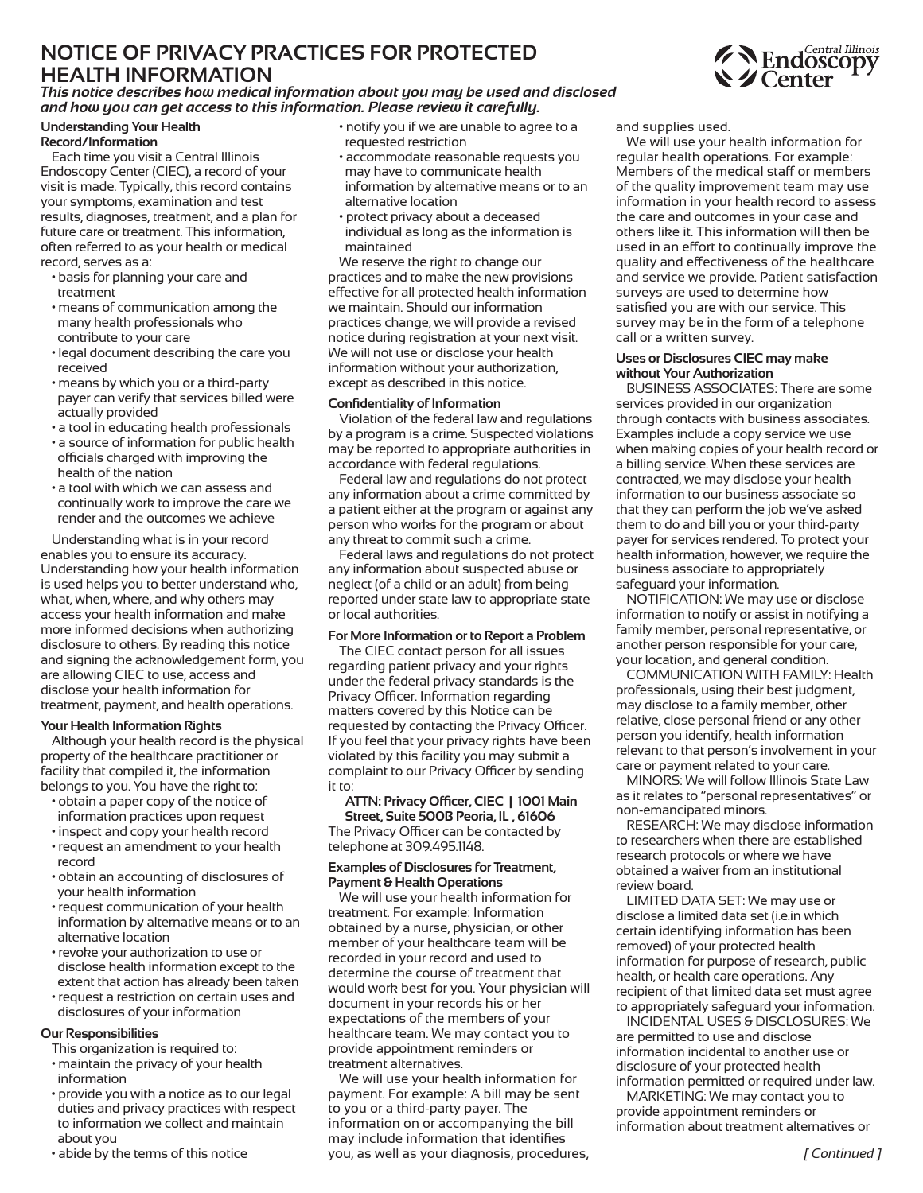# NOTICE OF PRIVACY PRACTICES FOR PROTECTED HEALTH INFORMATION

***This notice describes how medical information about you may be used and disclosed and how you can get access to this information. Please review it carefully.***

### Understanding Your Health Record/Information

Each time you visit a Central Illinois Endoscopy Center (CIEC), a record of your visit is made. Typically, this record contains your symptoms, examination and test results, diagnoses, treatment, and a plan for future care or treatment. This information, often referred to as your health or medical record, serves as a:

- basis for planning your care and treatment
- means of communication among the many health professionals who contribute to your care
- legal document describing the care you received
- means by which you or a third-party payer can verify that services billed were actually provided
- a tool in educating health professionals
- a source of information for public health officials charged with improving the health of the nation
- a tool with which we can assess and continually work to improve the care we render and the outcomes we achieve

Understanding what is in your record enables you to ensure its accuracy. Understanding how your health information is used helps you to better understand who, what, when, where, and why others may access your health information and make more informed decisions when authorizing disclosure to others. By reading this notice and signing the acknowledgement form, you are allowing CIEC to use, access and disclose your health information for treatment, payment, and health operations.

### Your Health Information Rights

Although your health record is the physical property of the healthcare practitioner or facility that compiled it, the information belongs to you. You have the right to:

- obtain a paper copy of the notice of information practices upon request
- inspect and copy your health record
- request an amendment to your health record
- obtain an accounting of disclosures of your health information
- request communication of your health information by alternative means or to an alternative location
- revoke your authorization to use or disclose health information except to the extent that action has already been taken
- request a restriction on certain uses and disclosures of your information

### Our Responsibilities

This organization is required to:

- maintain the privacy of your health information
- provide you with a notice as to our legal duties and privacy practices with respect to information we collect and maintain about you
- abide by the terms of this notice
- notify you if we are unable to agree to a requested restriction
- accommodate reasonable requests you may have to communicate health information by alternative means or to an alternative location
- protect privacy about a deceased individual as long as the information is maintained

We reserve the right to change our practices and to make the new provisions effective for all protected health information we maintain. Should our information practices change, we will provide a revised notice during registration at your next visit. We will not use or disclose your health information without your authorization, except as described in this notice.

### Confidentiality of Information

Violation of the federal law and regulations by a program is a crime. Suspected violations may be reported to appropriate authorities in accordance with federal regulations.

Federal law and regulations do not protect any information about a crime committed by a patient either at the program or against any person who works for the program or about any threat to commit such a crime.

Federal laws and regulations do not protect any information about suspected abuse or neglect (of a child or an adult) from being reported under state law to appropriate state or local authorities.

### For More Information or to Report a Problem

The CIEC contact person for all issues regarding patient privacy and your rights under the federal privacy standards is the Privacy Officer. Information regarding matters covered by this Notice can be requested by contacting the Privacy Officer. If you feel that your privacy rights have been violated by this facility you may submit a complaint to our Privacy Officer by sending it to:

**ATTN: Privacy Officer, CIEC | 1001 Main Street, Suite 500B Peoria, IL , 61606**

The Privacy Officer can be contacted by telephone at 309.495.1148.

### Examples of Disclosures for Treatment, Payment & Health Operations

We will use your health information for treatment. For example: Information obtained by a nurse, physician, or other member of your healthcare team will be recorded in your record and used to determine the course of treatment that would work best for you. Your physician will document in your records his or her expectations of the members of your healthcare team. We may contact you to provide appointment reminders or treatment alternatives.

We will use your health information for payment. For example: A bill may be sent to you or a third-party payer. The information on or accompanying the bill may include information that identifies you, as well as your diagnosis, procedures, and supplies used.

We will use your health information for regular health operations. For example: Members of the medical staff or members of the quality improvement team may use information in your health record to assess the care and outcomes in your case and others like it. This information will then be used in an effort to continually improve the quality and effectiveness of the healthcare and service we provide. Patient satisfaction surveys are used to determine how satisfied you are with our service. This survey may be in the form of a telephone call or a written survey.

### Uses or Disclosures CIEC may make without Your Authorization

BUSINESS ASSOCIATES: There are some services provided in our organization through contacts with business associates. Examples include a copy service we use when making copies of your health record or a billing service. When these services are contracted, we may disclose your health information to our business associate so that they can perform the job we've asked them to do and bill you or your third-party payer for services rendered. To protect your health information, however, we require the business associate to appropriately safeguard your information.

NOTIFICATION: We may use or disclose information to notify or assist in notifying a family member, personal representative, or another person responsible for your care, your location, and general condition.

COMMUNICATION WITH FAMILY: Health professionals, using their best judgment, may disclose to a family member, other relative, close personal friend or any other person you identify, health information relevant to that person's involvement in your care or payment related to your care.

MINORS: We will follow Illinois State Law as it relates to "personal representatives" or non-emancipated minors.

RESEARCH: We may disclose information to researchers when there are established research protocols or where we have obtained a waiver from an institutional review board.

LIMITED DATA SET: We may use or disclose a limited data set (i.e.in which certain identifying information has been removed) of your protected health information for purpose of research, public health, or health care operations. Any recipient of that limited data set must agree to appropriately safeguard your information.

INCIDENTAL USES & DISCLOSURES: We are permitted to use and disclose information incidental to another use or disclosure of your protected health information permitted or required under law.

MARKETING: We may contact you to provide appointment reminders or information about treatment alternatives or

*[ Continued ]*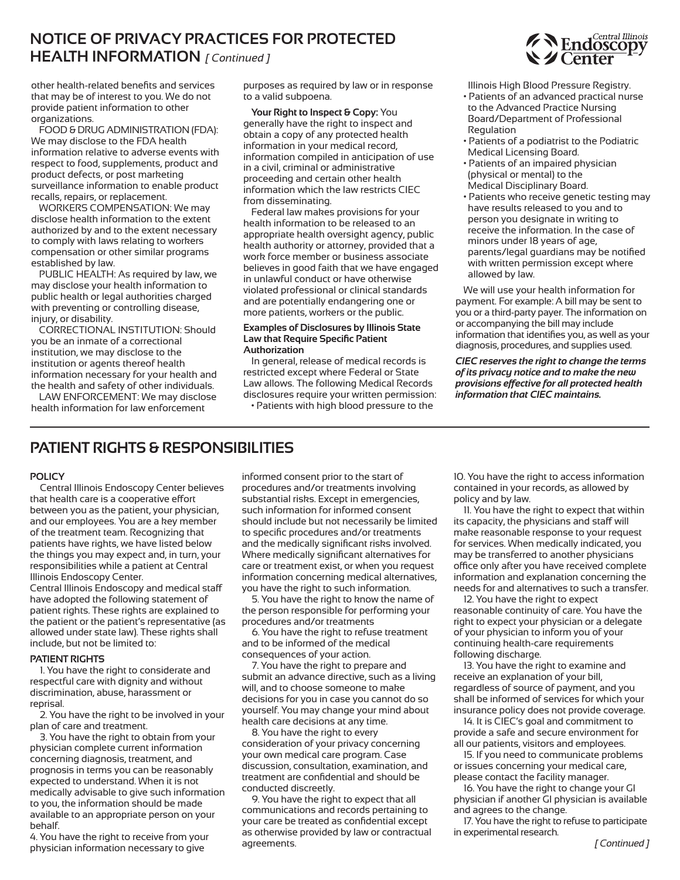## NOTICE OF PRIVACY PRACTICES FOR PROTECTED HEALTH INFORMATION *[ Continued ]*

other health-related benefits and services that may be of interest to you. We do not provide patient information to other organizations.

FOOD & DRUG ADMINISTRATION (FDA): We may disclose to the FDA health information relative to adverse events with respect to food, supplements, product and product defects, or post marketing surveillance information to enable product recalls, repairs, or replacement.

WORKERS COMPENSATION: We may disclose health information to the extent authorized by and to the extent necessary to comply with laws relating to workers compensation or other similar programs established by law.

PUBLIC HEALTH: As required by law, we may disclose your health information to public health or legal authorities charged with preventing or controlling disease, injury, or disability.

CORRECTIONAL INSTITUTION: Should you be an inmate of a correctional institution, we may disclose to the institution or agents thereof health information necessary for your health and the health and safety of other individuals.

LAW ENFORCEMENT: We may disclose health information for law enforcement purposes as required by law or in response to a valid subpoena.

**Your Right to Inspect & Copy:** You generally have the right to inspect and obtain a copy of any protected health information in your medical record, information compiled in anticipation of use in a civil, criminal or administrative proceeding and certain other health information which the law restricts CIEC from disseminating.

Federal law makes provisions for your health information to be released to an appropriate health oversight agency, public health authority or attorney, provided that a work force member or business associate believes in good faith that we have engaged in unlawful conduct or have otherwise violated professional or clinical standards and are potentially endangering one or more patients, workers or the public.

**Examples of Disclosures by Illinois State Law that Require Specific Patient Authorization**

In general, release of medical records is restricted except where Federal or State Law allows. The following Medical Records disclosures require your written permission:

- Patients with high blood pressure to the Illinois High Blood Pressure Registry.
- Patients of an advanced practical nurse to the Advanced Practice Nursing Board/Department of Professional Regulation
- Patients of a podiatrist to the Podiatric Medical Licensing Board.
- Patients of an impaired physician (physical or mental) to the Medical Disciplinary Board.
- Patients who receive genetic testing may have results released to you and to person you designate in writing to receive the information. In the case of minors under 18 years of age, parents/legal guardians may be notified with written permission except where allowed by law.

We will use your health information for payment. For example: A bill may be sent to you or a third-party payer. The information on or accompanying the bill may include information that identifies you, as well as your diagnosis, procedures, and supplies used.

***CIEC reserves the right to change the terms of its privacy notice and to make the new provisions effective for all protected health information that CIEC maintains.***

## PATIENT RIGHTS & RESPONSIBILITIES

**POLICY**

Central Illinois Endoscopy Center believes that health care is a cooperative effort between you as the patient, your physician, and our employees. You are a key member of the treatment team. Recognizing that patients have rights, we have listed below the things you may expect and, in turn, your responsibilities while a patient at Central Illinois Endoscopy Center.

Central Illinois Endoscopy and medical staff have adopted the following statement of patient rights. These rights are explained to the patient or the patient's representative (as allowed under state law). These rights shall include, but not be limited to:

**PATIENT RIGHTS**

1. You have the right to considerate and respectful care with dignity and without discrimination, abuse, harassment or reprisal.
2. You have the right to be involved in your plan of care and treatment.
3. You have the right to obtain from your physician complete current information concerning diagnosis, treatment, and prognosis in terms you can be reasonably expected to understand. When it is not medically advisable to give such information to you, the information should be made available to an appropriate person on your behalf.
4. You have the right to receive from your physician information necessary to give informed consent prior to the start of procedures and/or treatments involving substantial risks. Except in emergencies, such information for informed consent should include but not necessarily be limited to specific procedures and/or treatments and the medically significant risks involved. Where medically significant alternatives for care or treatment exist, or when you request information concerning medical alternatives, you have the right to such information.
5. You have the right to know the name of the person responsible for performing your procedures and/or treatments
6. You have the right to refuse treatment and to be informed of the medical consequences of your action.
7. You have the right to prepare and submit an advance directive, such as a living will, and to choose someone to make decisions for you in case you cannot do so yourself. You may change your mind about health care decisions at any time.
8. You have the right to every consideration of your privacy concerning your own medical care program. Case discussion, consultation, examination, and treatment are confidential and should be conducted discreetly.
9. You have the right to expect that all communications and records pertaining to your care be treated as confidential except as otherwise provided by law or contractual agreements.
10. You have the right to access information contained in your records, as allowed by policy and by law.
11. You have the right to expect that within its capacity, the physicians and staff will make reasonable response to your request for services. When medically indicated, you may be transferred to another physicians office only after you have received complete information and explanation concerning the needs for and alternatives to such a transfer.
12. You have the right to expect reasonable continuity of care. You have the right to expect your physician or a delegate of your physician to inform you of your continuing health-care requirements following discharge.
13. You have the right to examine and receive an explanation of your bill, regardless of source of payment, and you shall be informed of services for which your insurance policy does not provide coverage.
14. It is CIEC's goal and commitment to provide a safe and secure environment for all our patients, visitors and employees.
15. If you need to communicate problems or issues concerning your medical care, please contact the facility manager.
16. You have the right to change your GI physician if another GI physician is available and agrees to the change.
17. You have the right to refuse to participate in experimental research.

*[ Continued ]*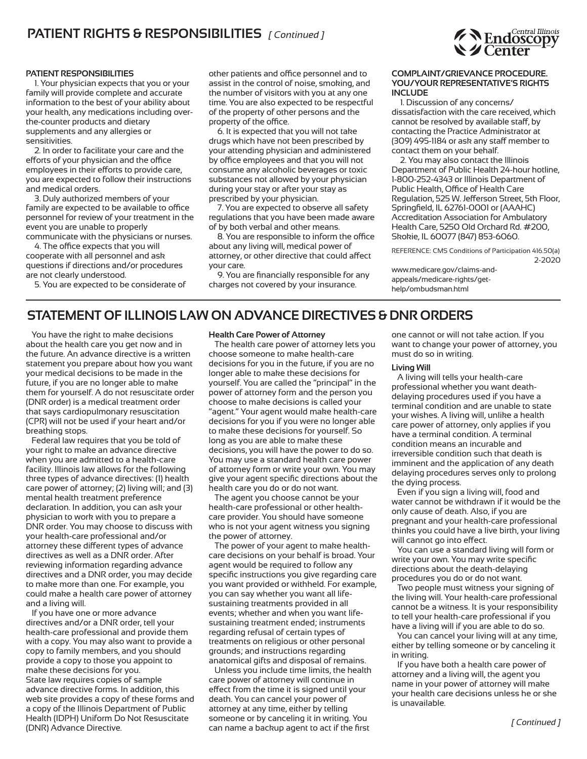# PATIENT RIGHTS & RESPONSIBILITIES *[ Continued ]*

## PATIENT RESPONSIBILITIES

1. Your physician expects that you or your family will provide complete and accurate information to the best of your ability about your health, any medications including over-the-counter products and dietary supplements and any allergies or sensitivities.

2. In order to facilitate your care and the efforts of your physician and the office employees in their efforts to provide care, you are expected to follow their instructions and medical orders.

3. Duly authorized members of your family are expected to be available to office personnel for review of your treatment in the event you are unable to properly communicate with the physicians or nurses.

4. The office expects that you will cooperate with all personnel and ask questions if directions and/or procedures are not clearly understood.

5. You are expected to be considerate of other patients and office personnel and to assist in the control of noise, smoking, and the number of visitors with you at any one time. You are also expected to be respectful of the property of other persons and the property of the office.

6. It is expected that you will not take drugs which have not been prescribed by your attending physician and administered by office employees and that you will not consume any alcoholic beverages or toxic substances not allowed by your physician during your stay or after your stay as prescribed by your physician.

7. You are expected to observe all safety regulations that you have been made aware of by both verbal and other means.

8. You are responsible to inform the office about any living will, medical power of attorney, or other directive that could affect your care.

9. You are financially responsible for any charges not covered by your insurance.

## COMPLAINT/GRIEVANCE PROCEDURE. YOU/YOUR REPRESENTATIVE'S RIGHTS INCLUDE

1. Discussion of any concerns/ dissatisfaction with the care received, which cannot be resolved by available staff, by contacting the Practice Administrator at (309) 495-1184 or ask any staff member to contact them on your behalf.

2. You may also contact the Illinois Department of Public Health 24-hour hotline, 1-800-252-4343 or Illinois Department of Public Health, Office of Health Care Regulation, 525 W. Jefferson Street, 5th Floor, Springfield, IL 62761-0001 or (AAAHC) Accreditation Association for Ambulatory Health Care, 5250 Old Orchard Rd. #200, Skokie, IL 60077 (847) 853-6060.

REFERENCE: CMS Conditions of Participation 416.50(a) 2-2020

www.medicare.gov/claims-and-appeals/medicare-rights/get-help/ombudsman.html

# STATEMENT OF ILLINOIS LAW ON ADVANCE DIRECTIVES & DNR ORDERS

You have the right to make decisions about the health care you get now and in the future. An advance directive is a written statement you prepare about how you want your medical decisions to be made in the future, if you are no longer able to make them for yourself. A do not resuscitate order (DNR order) is a medical treatment order that says cardiopulmonary resuscitation (CPR) will not be used if your heart and/or breathing stops.

Federal law requires that you be told of your right to make an advance directive when you are admitted to a health-care facility. Illinois law allows for the following three types of advance directives: (1) health care power of attorney; (2) living will; and (3) mental health treatment preference declaration. In addition, you can ask your physician to work with you to prepare a DNR order. You may choose to discuss with your health-care professional and/or attorney these different types of advance directives as well as a DNR order. After reviewing information regarding advance directives and a DNR order, you may decide to make more than one. For example, you could make a health care power of attorney and a living will.

If you have one or more advance directives and/or a DNR order, tell your health-care professional and provide them with a copy. You may also want to provide a copy to family members, and you should provide a copy to those you appoint to make these decisions for you.
State law requires copies of sample advance directive forms. In addition, this web site provides a copy of these forms and a copy of the Illinois Department of Public Health (IDPH) Uniform Do Not Resuscitate (DNR) Advance Directive.

**Health Care Power of Attorney**

The health care power of attorney lets you choose someone to make health-care decisions for you in the future, if you are no longer able to make these decisions for yourself. You are called the "principal" in the power of attorney form and the person you choose to make decisions is called your "agent." Your agent would make health-care decisions for you if you were no longer able to make these decisions for yourself. So long as you are able to make these decisions, you will have the power to do so. You may use a standard health care power of attorney form or write your own. You may give your agent specific directions about the health care you do or do not want.

The agent you choose cannot be your health-care professional or other health-care provider. You should have someone who is not your agent witness you signing the power of attorney.

The power of your agent to make health-care decisions on your behalf is broad. Your agent would be required to follow any specific instructions you give regarding care you want provided or withheld. For example, you can say whether you want all life-sustaining treatments provided in all events; whether and when you want life-sustaining treatment ended; instruments regarding refusal of certain types of treatments on religious or other personal grounds; and instructions regarding anatomical gifts and disposal of remains.

Unless you include time limits, the health care power of attorney will continue in effect from the time it is signed until your death. You can cancel your power of attorney at any time, either by telling someone or by canceling it in writing. You can name a backup agent to act if the first one cannot or will not take action. If you want to change your power of attorney, you must do so in writing.

**Living Will**

A living will tells your health-care professional whether you want death-delaying procedures used if you have a terminal condition and are unable to state your wishes. A living will, unlike a health care power of attorney, only applies if you have a terminal condition. A terminal condition means an incurable and irreversible condition such that death is imminent and the application of any death delaying procedures serves only to prolong the dying process.

Even if you sign a living will, food and water cannot be withdrawn if it would be the only cause of death. Also, if you are pregnant and your health-care professional thinks you could have a live birth, your living will cannot go into effect.

You can use a standard living will form or write your own. You may write specific directions about the death-delaying procedures you do or do not want.

Two people must witness your signing of the living will. Your health-care professional cannot be a witness. It is your responsibility to tell your health-care professional if you have a living will if you are able to do so.

You can cancel your living will at any time, either by telling someone or by canceling it in writing.

If you have both a health care power of attorney and a living will, the agent you name in your power of attorney will make your health care decisions unless he or she is unavailable.

*[ Continued ]*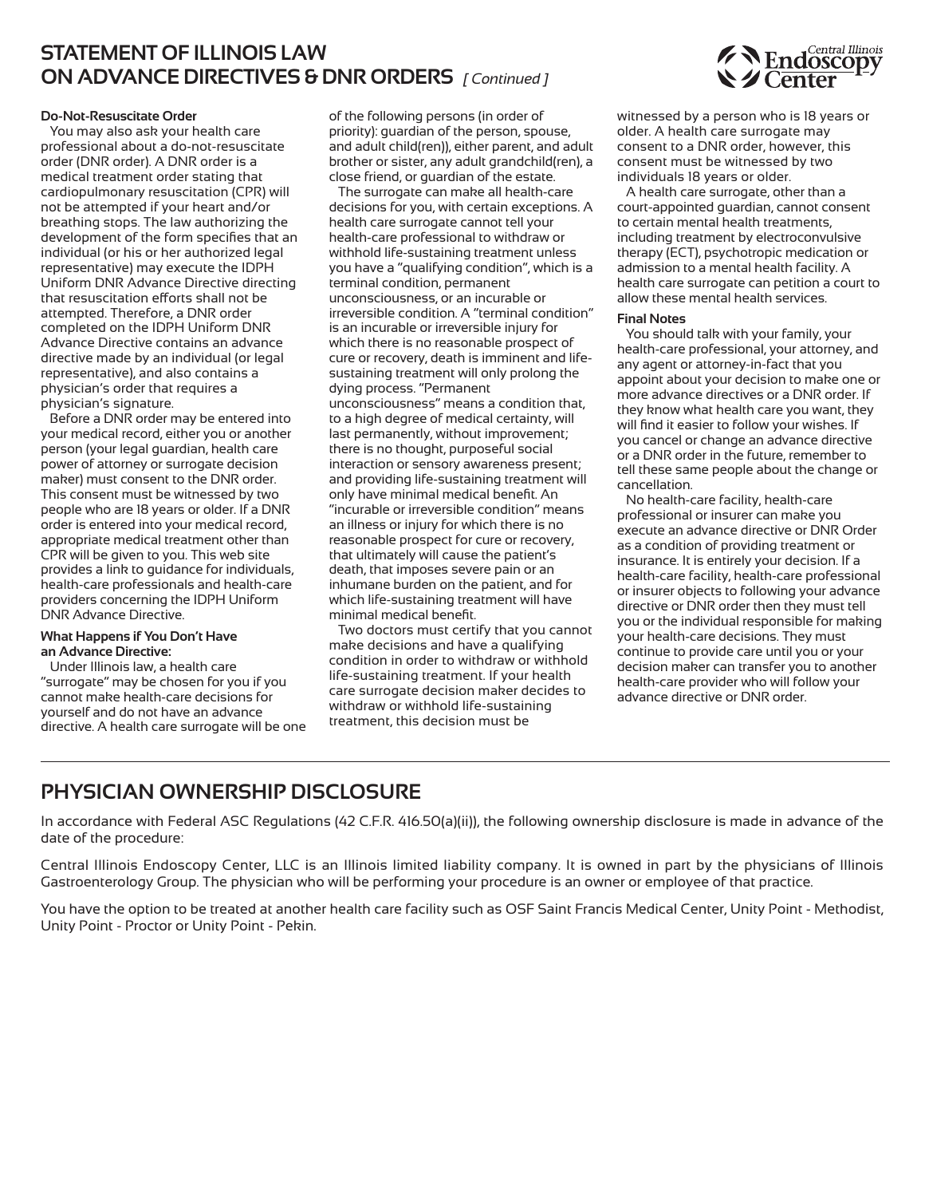# STATEMENT OF ILLINOIS LAW ON ADVANCE DIRECTIVES & DNR ORDERS *[ Continued ]*

**Do-Not-Resuscitate Order**

You may also ask your health care professional about a do-not-resuscitate order (DNR order). A DNR order is a medical treatment order stating that cardiopulmonary resuscitation (CPR) will not be attempted if your heart and/or breathing stops. The law authorizing the development of the form specifies that an individual (or his or her authorized legal representative) may execute the IDPH Uniform DNR Advance Directive directing that resuscitation efforts shall not be attempted. Therefore, a DNR order completed on the IDPH Uniform DNR Advance Directive contains an advance directive made by an individual (or legal representative), and also contains a physician's order that requires a physician's signature.

Before a DNR order may be entered into your medical record, either you or another person (your legal guardian, health care power of attorney or surrogate decision maker) must consent to the DNR order. This consent must be witnessed by two people who are 18 years or older. If a DNR order is entered into your medical record, appropriate medical treatment other than CPR will be given to you. This web site provides a link to guidance for individuals, health-care professionals and health-care providers concerning the IDPH Uniform DNR Advance Directive.

**What Happens if You Don't Have an Advance Directive:**

Under Illinois law, a health care "surrogate" may be chosen for you if you cannot make health-care decisions for yourself and do not have an advance directive. A health care surrogate will be one of the following persons (in order of priority): guardian of the person, spouse, and adult child(ren)), either parent, and adult brother or sister, any adult grandchild(ren), a close friend, or guardian of the estate.

The surrogate can make all health-care decisions for you, with certain exceptions. A health care surrogate cannot tell your health-care professional to withdraw or withhold life-sustaining treatment unless you have a "qualifying condition", which is a terminal condition, permanent unconsciousness, or an incurable or irreversible condition. A "terminal condition" is an incurable or irreversible injury for which there is no reasonable prospect of cure or recovery, death is imminent and life-sustaining treatment will only prolong the dying process. "Permanent unconsciousness" means a condition that, to a high degree of medical certainty, will last permanently, without improvement; there is no thought, purposeful social interaction or sensory awareness present; and providing life-sustaining treatment will only have minimal medical benefit. An "incurable or irreversible condition" means an illness or injury for which there is no reasonable prospect for cure or recovery, that ultimately will cause the patient's death, that imposes severe pain or an inhumane burden on the patient, and for which life-sustaining treatment will have minimal medical benefit.

Two doctors must certify that you cannot make decisions and have a qualifying condition in order to withdraw or withhold life-sustaining treatment. If your health care surrogate decision maker decides to withdraw or withhold life-sustaining treatment, this decision must be witnessed by a person who is 18 years or older. A health care surrogate may consent to a DNR order, however, this consent must be witnessed by two individuals 18 years or older.

A health care surrogate, other than a court-appointed guardian, cannot consent to certain mental health treatments, including treatment by electroconvulsive therapy (ECT), psychotropic medication or admission to a mental health facility. A health care surrogate can petition a court to allow these mental health services.

**Final Notes**

You should talk with your family, your health-care professional, your attorney, and any agent or attorney-in-fact that you appoint about your decision to make one or more advance directives or a DNR order. If they know what health care you want, they will find it easier to follow your wishes. If you cancel or change an advance directive or a DNR order in the future, remember to tell these same people about the change or cancellation.

No health-care facility, health-care professional or insurer can make you execute an advance directive or DNR Order as a condition of providing treatment or insurance. It is entirely your decision. If a health-care facility, health-care professional or insurer objects to following your advance directive or DNR order then they must tell you or the individual responsible for making your health-care decisions. They must continue to provide care until you or your decision maker can transfer you to another health-care provider who will follow your advance directive or DNR order.

# PHYSICIAN OWNERSHIP DISCLOSURE

In accordance with Federal ASC Regulations (42 C.F.R. 416.50(a)(ii)), the following ownership disclosure is made in advance of the date of the procedure:

Central Illinois Endoscopy Center, LLC is an Illinois limited liability company. It is owned in part by the physicians of Illinois Gastroenterology Group. The physician who will be performing your procedure is an owner or employee of that practice.

You have the option to be treated at another health care facility such as OSF Saint Francis Medical Center, Unity Point - Methodist, Unity Point - Proctor or Unity Point - Pekin.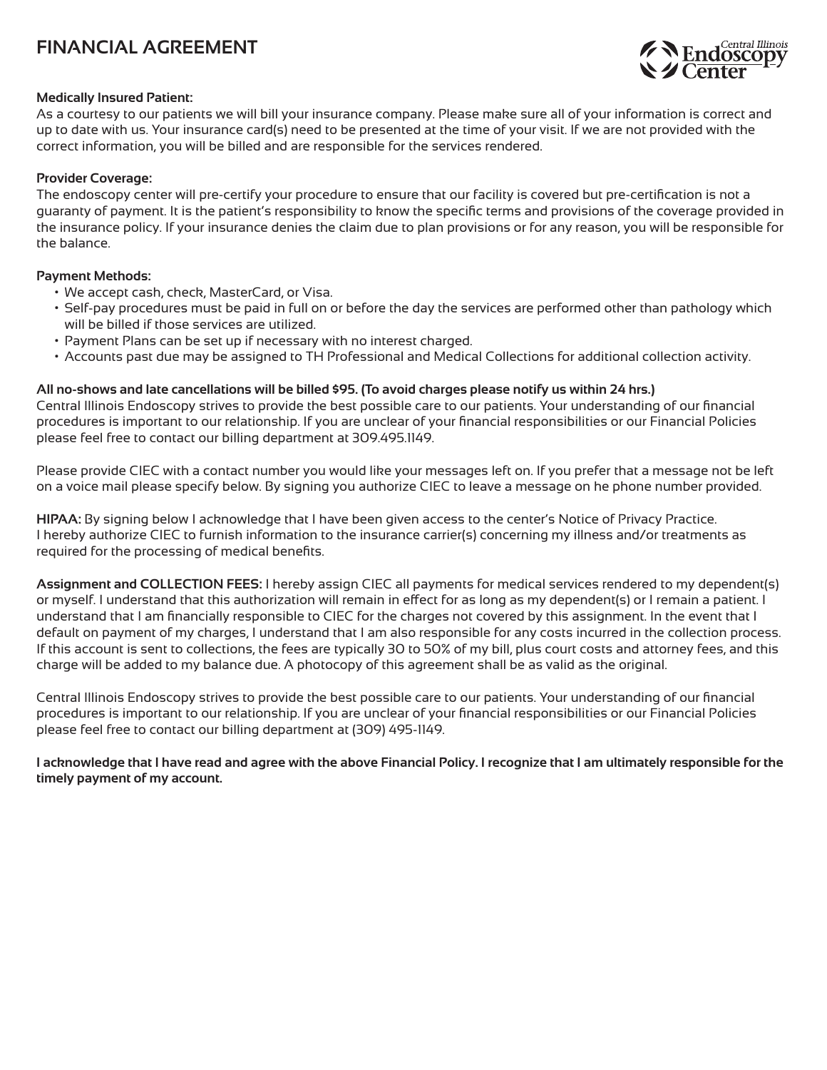# FINANCIAL AGREEMENT

Central Illinois Endoscopy Center

**Medically Insured Patient:**
As a courtesy to our patients we will bill your insurance company. Please make sure all of your information is correct and up to date with us. Your insurance card(s) need to be presented at the time of your visit. If we are not provided with the correct information, you will be billed and are responsible for the services rendered.

**Provider Coverage:**
The endoscopy center will pre-certify your procedure to ensure that our facility is covered but pre-certification is not a guaranty of payment. It is the patient's responsibility to know the specific terms and provisions of the coverage provided in the insurance policy. If your insurance denies the claim due to plan provisions or for any reason, you will be responsible for the balance.

**Payment Methods:**

- We accept cash, check, MasterCard, or Visa.
- Self-pay procedures must be paid in full on or before the day the services are performed other than pathology which will be billed if those services are utilized.
- Payment Plans can be set up if necessary with no interest charged.
- Accounts past due may be assigned to TH Professional and Medical Collections for additional collection activity.

**All no-shows and late cancellations will be billed $95. (To avoid charges please notify us within 24 hrs.)**
Central Illinois Endoscopy strives to provide the best possible care to our patients. Your understanding of our financial procedures is important to our relationship. If you are unclear of your financial responsibilities or our Financial Policies please feel free to contact our billing department at 309.495.1149.

Please provide CIEC with a contact number you would like your messages left on. If you prefer that a message not be left on a voice mail please specify below. By signing you authorize CIEC to leave a message on he phone number provided.

**HIPAA:** By signing below I acknowledge that I have been given access to the center's Notice of Privacy Practice. I hereby authorize CIEC to furnish information to the insurance carrier(s) concerning my illness and/or treatments as required for the processing of medical benefits.

**Assignment and COLLECTION FEES:** I hereby assign CIEC all payments for medical services rendered to my dependent(s) or myself. I understand that this authorization will remain in effect for as long as my dependent(s) or I remain a patient. I understand that I am financially responsible to CIEC for the charges not covered by this assignment. In the event that I default on payment of my charges, I understand that I am also responsible for any costs incurred in the collection process. If this account is sent to collections, the fees are typically 30 to 50% of my bill, plus court costs and attorney fees, and this charge will be added to my balance due. A photocopy of this agreement shall be as valid as the original.

Central Illinois Endoscopy strives to provide the best possible care to our patients. Your understanding of our financial procedures is important to our relationship. If you are unclear of your financial responsibilities or our Financial Policies please feel free to contact our billing department at (309) 495-1149.

**I acknowledge that I have read and agree with the above Financial Policy. I recognize that I am ultimately responsible for the timely payment of my account.**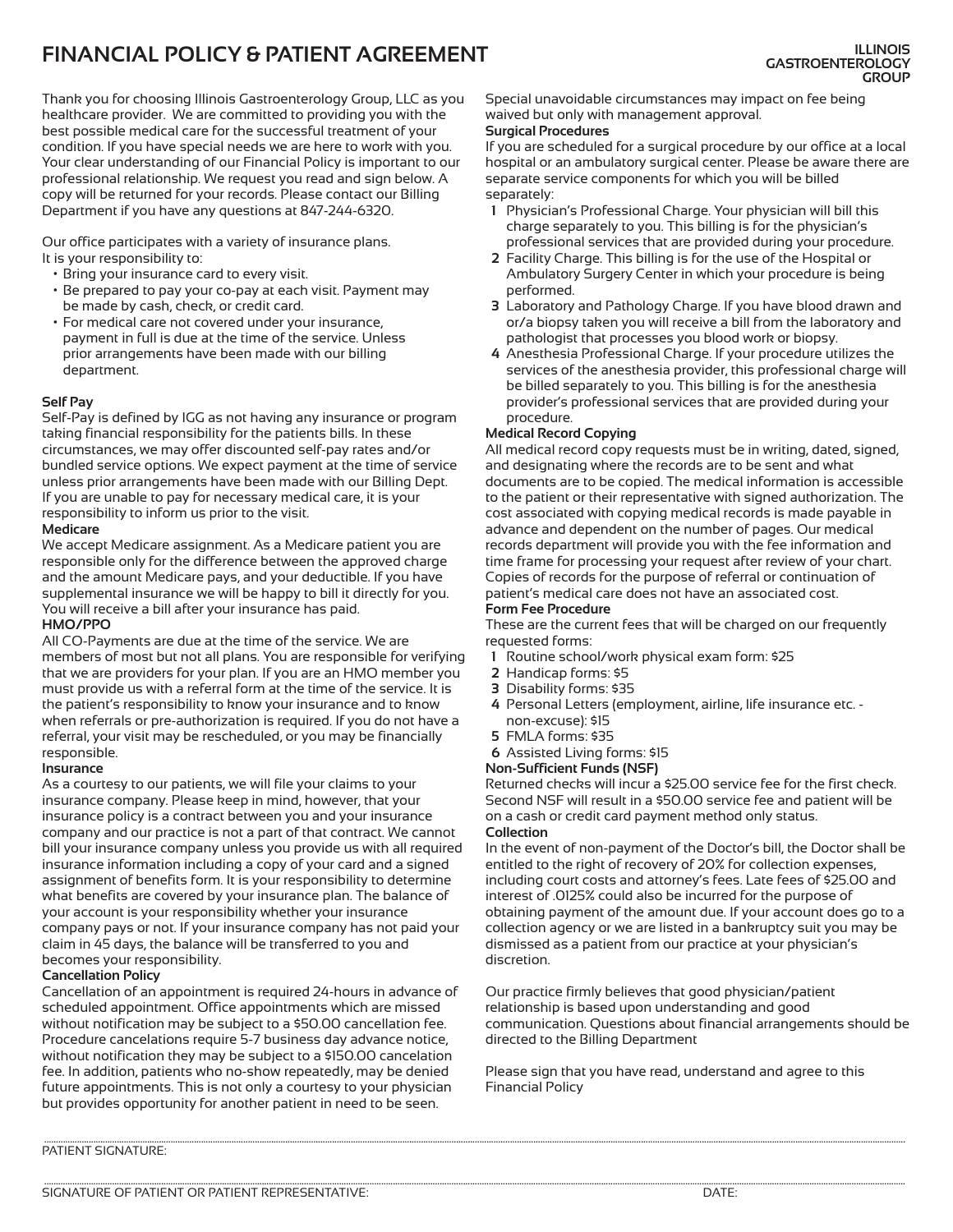# FINANCIAL POLICY & PATIENT AGREEMENT

**ILLINOIS GASTROENTEROLOGY GROUP**

Thank you for choosing Illinois Gastroenterology Group, LLC as you healthcare provider. We are committed to providing you with the best possible medical care for the successful treatment of your condition. If you have special needs we are here to work with you. Your clear understanding of our Financial Policy is important to our professional relationship. We request you read and sign below. A copy will be returned for your records. Please contact our Billing Department if you have any questions at 847-244-6320.

Our office participates with a variety of insurance plans.
It is your responsibility to:

- Bring your insurance card to every visit.
- Be prepared to pay your co-pay at each visit. Payment may be made by cash, check, or credit card.
- For medical care not covered under your insurance, payment in full is due at the time of the service. Unless prior arrangements have been made with our billing department.

**Self Pay**
Self-Pay is defined by IGG as not having any insurance or program taking financial responsibility for the patients bills. In these circumstances, we may offer discounted self-pay rates and/or bundled service options. We expect payment at the time of service unless prior arrangements have been made with our Billing Dept. If you are unable to pay for necessary medical care, it is your responsibility to inform us prior to the visit.

**Medicare**
We accept Medicare assignment. As a Medicare patient you are responsible only for the difference between the approved charge and the amount Medicare pays, and your deductible. If you have supplemental insurance we will be happy to bill it directly for you. You will receive a bill after your insurance has paid.

**HMO/PPO**
All CO-Payments are due at the time of the service. We are members of most but not all plans. You are responsible for verifying that we are providers for your plan. If you are an HMO member you must provide us with a referral form at the time of the service. It is the patient's responsibility to know your insurance and to know when referrals or pre-authorization is required. If you do not have a referral, your visit may be rescheduled, or you may be financially responsible.

**Insurance**
As a courtesy to our patients, we will file your claims to your insurance company. Please keep in mind, however, that your insurance policy is a contract between you and your insurance company and our practice is not a part of that contract. We cannot bill your insurance company unless you provide us with all required insurance information including a copy of your card and a signed assignment of benefits form. It is your responsibility to determine what benefits are covered by your insurance plan. The balance of your account is your responsibility whether your insurance company pays or not. If your insurance company has not paid your claim in 45 days, the balance will be transferred to you and becomes your responsibility.

**Cancellation Policy**
Cancellation of an appointment is required 24-hours in advance of scheduled appointment. Office appointments which are missed without notification may be subject to a $50.00 cancellation fee. Procedure cancelations require 5-7 business day advance notice, without notification they may be subject to a $150.00 cancelation fee. In addition, patients who no-show repeatedly, may be denied future appointments. This is not only a courtesy to your physician but provides opportunity for another patient in need to be seen. Special unavoidable circumstances may impact on fee being waived but only with management approval.

**Surgical Procedures**
If you are scheduled for a surgical procedure by our office at a local hospital or an ambulatory surgical center. Please be aware there are separate service components for which you will be billed separately:

1. Physician's Professional Charge. Your physician will bill this charge separately to you. This billing is for the physician's professional services that are provided during your procedure.
2. Facility Charge. This billing is for the use of the Hospital or Ambulatory Surgery Center in which your procedure is being performed.
3. Laboratory and Pathology Charge. If you have blood drawn and or/a biopsy taken you will receive a bill from the laboratory and pathologist that processes you blood work or biopsy.
4. Anesthesia Professional Charge. If your procedure utilizes the services of the anesthesia provider, this professional charge will be billed separately to you. This billing is for the anesthesia provider's professional services that are provided during your procedure.

**Medical Record Copying**
All medical record copy requests must be in writing, dated, signed, and designating where the records are to be sent and what documents are to be copied. The medical information is accessible to the patient or their representative with signed authorization. The cost associated with copying medical records is made payable in advance and dependent on the number of pages. Our medical records department will provide you with the fee information and time frame for processing your request after review of your chart. Copies of records for the purpose of referral or continuation of patient's medical care does not have an associated cost.

**Form Fee Procedure**
These are the current fees that will be charged on our frequently requested forms:

1. Routine school/work physical exam form: $25
2. Handicap forms: $5
3. Disability forms: $35
4. Personal Letters (employment, airline, life insurance etc. - non-excuse): $15
5. FMLA forms: $35
6. Assisted Living forms: $15

**Non-Sufficient Funds (NSF)**
Returned checks will incur a $25.00 service fee for the first check. Second NSF will result in a $50.00 service fee and patient will be on a cash or credit card payment method only status.

**Collection**
In the event of non-payment of the Doctor's bill, the Doctor shall be entitled to the right of recovery of 20% for collection expenses, including court costs and attorney's fees. Late fees of $25.00 and interest of .0125% could also be incurred for the purpose of obtaining payment of the amount due. If your account does go to a collection agency or we are listed in a bankruptcy suit you may be dismissed as a patient from our practice at your physician's discretion.

Our practice firmly believes that good physician/patient relationship is based upon understanding and good communication. Questions about financial arrangements should be directed to the Billing Department

Please sign that you have read, understand and agree to this Financial Policy

PATIENT SIGNATURE:

SIGNATURE OF PATIENT OR PATIENT REPRESENTATIVE: DATE: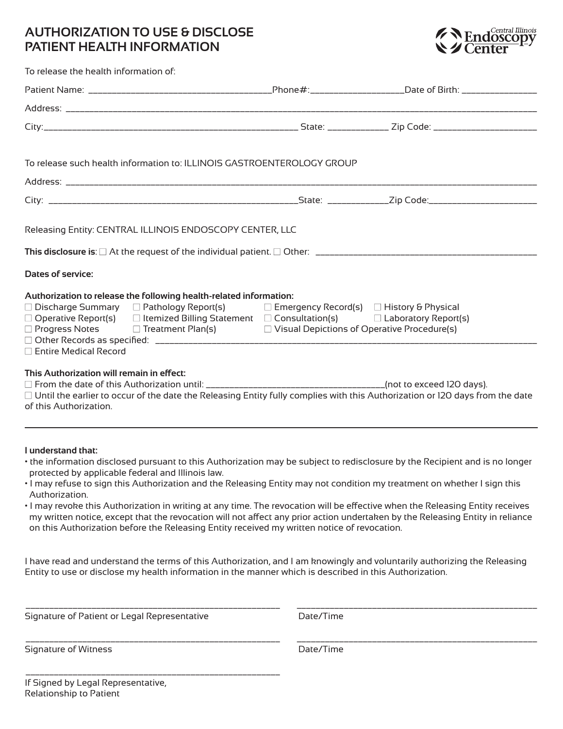# AUTHORIZATION TO USE & DISCLOSE PATIENT HEALTH INFORMATION

Central Illinois Endoscopy Center

To release the health information of:

Patient Name: ______________________________________Phone#:___________________Date of Birth: _______________

Address: ____________________________________________________________________________________________

City:___________________________________________________ State: ____________ Zip Code: ____________________

To release such health information to: ILLINOIS GASTROENTEROLOGY GROUP

Address: ____________________________________________________________________________________________

City: ________________________________________________State: ____________Zip Code:______________________

Releasing Entity: CENTRAL ILLINOIS ENDOSCOPY CENTER, LLC

**This disclosure is**: ☐ At the request of the individual patient. ☐ Other: ____________________________________________

**Dates of service:**

**Authorization to release the following health-related information:**

☐ Discharge Summary ☐ Pathology Report(s) ☐ Emergency Record(s) ☐ History & Physical
☐ Operative Report(s) ☐ Itemized Billing Statement ☐ Consultation(s) ☐ Laboratory Report(s)
☐ Progress Notes ☐ Treatment Plan(s) ☐ Visual Depictions of Operative Procedure(s)
☐ Other Records as specified: ____________________________________________________________________________
☐ Entire Medical Record

**This Authorization will remain in effect:**

☐ From the date of this Authorization until: ____________________________________(not to exceed 120 days).
☐ Until the earlier to occur of the date the Releasing Entity fully complies with this Authorization or 120 days from the date of this Authorization.

---

**I understand that:**

- the information disclosed pursuant to this Authorization may be subject to redisclosure by the Recipient and is no longer protected by applicable federal and Illinois law.
- I may refuse to sign this Authorization and the Releasing Entity may not condition my treatment on whether I sign this Authorization.
- I may revoke this Authorization in writing at any time. The revocation will be effective when the Releasing Entity receives my written notice, except that the revocation will not affect any prior action undertaken by the Releasing Entity in reliance on this Authorization before the Releasing Entity received my written notice of revocation.

I have read and understand the terms of this Authorization, and I am knowingly and voluntarily authorizing the Releasing Entity to use or disclose my health information in the manner which is described in this Authorization.

_____________________________________________________ _____________________________________________________
Signature of Patient or Legal Representative Date/Time

_____________________________________________________ _____________________________________________________
Signature of Witness Date/Time

_____________________________________________________
If Signed by Legal Representative,
Relationship to Patient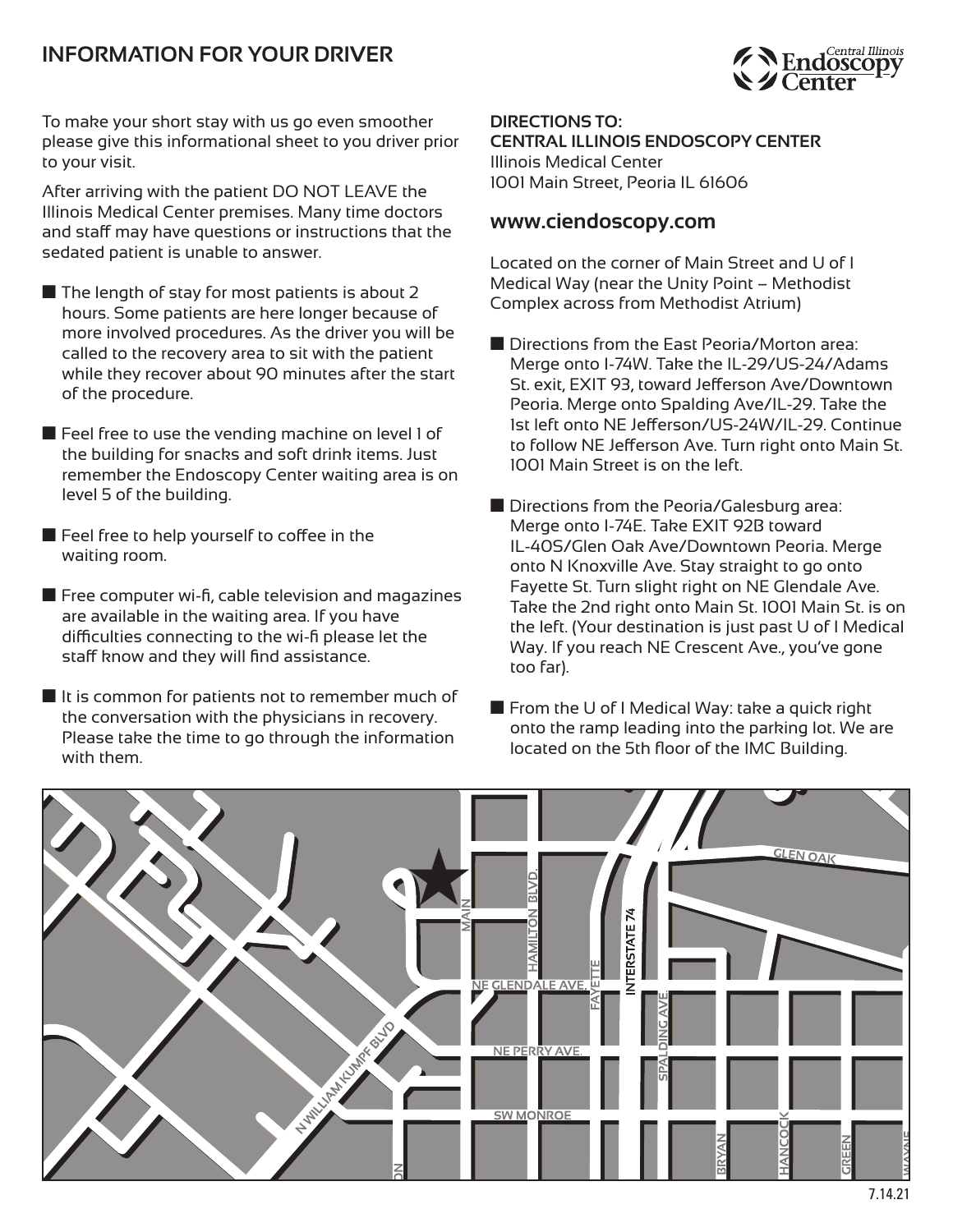# INFORMATION FOR YOUR DRIVER

To make your short stay with us go even smoother please give this informational sheet to you driver prior to your visit.

After arriving with the patient DO NOT LEAVE the Illinois Medical Center premises. Many time doctors and staff may have questions or instructions that the sedated patient is unable to answer.

- The length of stay for most patients is about 2 hours. Some patients are here longer because of more involved procedures. As the driver you will be called to the recovery area to sit with the patient while they recover about 90 minutes after the start of the procedure.
- Feel free to use the vending machine on level 1 of the building for snacks and soft drink items. Just remember the Endoscopy Center waiting area is on level 5 of the building.
- Feel free to help yourself to coffee in the waiting room.
- Free computer wi-fi, cable television and magazines are available in the waiting area. If you have difficulties connecting to the wi-fi please let the staff know and they will find assistance.
- It is common for patients not to remember much of the conversation with the physicians in recovery. Please take the time to go through the information with them.

**DIRECTIONS TO:**
**CENTRAL ILLINOIS ENDOSCOPY CENTER**
Illinois Medical Center
1001 Main Street, Peoria IL 61606

## www.ciendoscopy.com

Located on the corner of Main Street and U of I Medical Way (near the Unity Point – Methodist Complex across from Methodist Atrium)

- Directions from the East Peoria/Morton area: Merge onto I-74W. Take the IL-29/US-24/Adams St. exit, EXIT 93, toward Jefferson Ave/Downtown Peoria. Merge onto Spalding Ave/IL-29. Take the 1st left onto NE Jefferson/US-24W/IL-29. Continue to follow NE Jefferson Ave. Turn right onto Main St. 1001 Main Street is on the left.
- Directions from the Peoria/Galesburg area: Merge onto I-74E. Take EXIT 92B toward IL-40S/Glen Oak Ave/Downtown Peoria. Merge onto N Knoxville Ave. Stay straight to go onto Fayette St. Turn slight right on NE Glendale Ave. Take the 2nd right onto Main St. 1001 Main St. is on the left. (Your destination is just past U of I Medical Way. If you reach NE Crescent Ave., you've gone too far).
- From the U of I Medical Way: take a quick right onto the ramp leading into the parking lot. We are located on the 5th floor of the IMC Building.

GLEN OAK
MAIN
HAMILTON BLVD.
INTERSTATE 74
FAYETTE
NE GLENDALE AVE.
SPALDING AVE.
NE PERRY AVE.
N WILLIAM KUMPF BLVD
SW MONROE
BRYAN
HANCOCK
GREEN
WAYNE

7.14.21